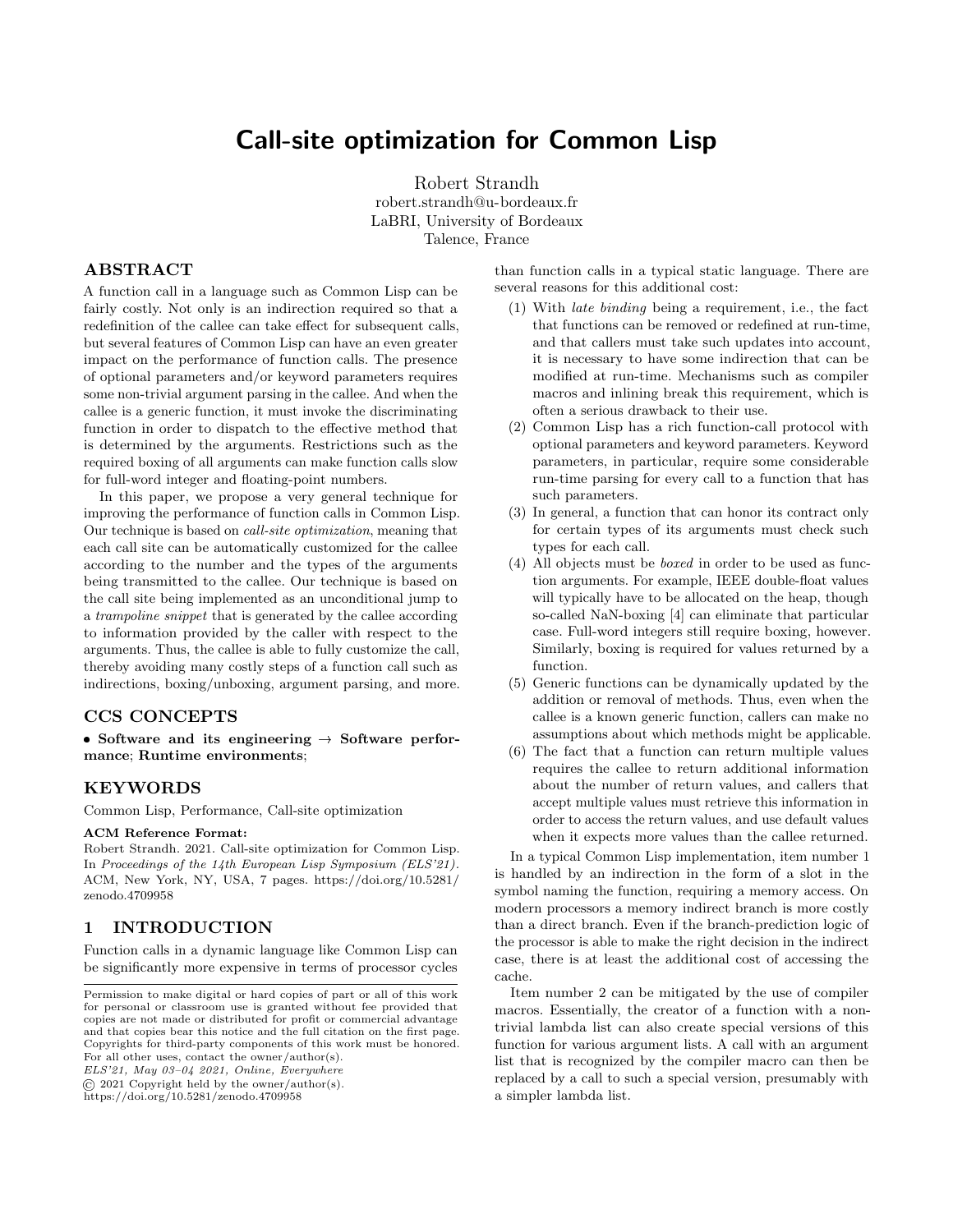# Call-site optimization for Common Lisp

Robert Strandh
robert.strandh@u-bordeaux.fr
LaBRI, University of Bordeaux
Talence, France

## ABSTRACT

A function call in a language such as Common Lisp can be fairly costly. Not only is an indirection required so that a redefinition of the callee can take effect for subsequent calls, but several features of Common Lisp can have an even greater impact on the performance of function calls. The presence of optional parameters and/or keyword parameters requires some non-trivial argument parsing in the callee. And when the callee is a generic function, it must invoke the discriminating function in order to dispatch to the effective method that is determined by the arguments. Restrictions such as the required boxing of all arguments can make function calls slow for full-word integer and floating-point numbers.

In this paper, we propose a very general technique for improving the performance of function calls in Common Lisp. Our technique is based on *call-site optimization*, meaning that each call site can be automatically customized for the callee according to the number and the types of the arguments being transmitted to the callee. Our technique is based on the call site being implemented as an unconditional jump to a *trampoline snippet* that is generated by the callee according to information provided by the caller with respect to the arguments. Thus, the callee is able to fully customize the call, thereby avoiding many costly steps of a function call such as indirections, boxing/unboxing, argument parsing, and more.

## CCS CONCEPTS

• **Software and its engineering** → **Software performance**; **Runtime environments**;

## KEYWORDS

Common Lisp, Performance, Call-site optimization

**ACM Reference Format:**
Robert Strandh. 2021. Call-site optimization for Common Lisp. In *Proceedings of the 14th European Lisp Symposium (ELS'21)*. ACM, New York, NY, USA, 7 pages. https://doi.org/10.5281/zenodo.4709958

## 1 INTRODUCTION

Function calls in a dynamic language like Common Lisp can be significantly more expensive in terms of processor cycles than function calls in a typical static language. There are several reasons for this additional cost:

(1) With *late binding* being a requirement, i.e., the fact that functions can be removed or redefined at run-time, and that callers must take such updates into account, it is necessary to have some indirection that can be modified at run-time. Mechanisms such as compiler macros and inlining break this requirement, which is often a serious drawback to their use.
(2) Common Lisp has a rich function-call protocol with optional parameters and keyword parameters. Keyword parameters, in particular, require some considerable run-time parsing for every call to a function that has such parameters.
(3) In general, a function that can honor its contract only for certain types of its arguments must check such types for each call.
(4) All objects must be *boxed* in order to be used as function arguments. For example, IEEE double-float values will typically have to be allocated on the heap, though so-called NaN-boxing [4] can eliminate that particular case. Full-word integers still require boxing, however. Similarly, boxing is required for values returned by a function.
(5) Generic functions can be dynamically updated by the addition or removal of methods. Thus, even when the callee is a known generic function, callers can make no assumptions about which methods might be applicable.
(6) The fact that a function can return multiple values requires the callee to return additional information about the number of return values, and callers that accept multiple values must retrieve this information in order to access the return values, and use default values when it expects more values than the callee returned.

In a typical Common Lisp implementation, item number 1 is handled by an indirection in the form of a slot in the symbol naming the function, requiring a memory access. On modern processors a memory indirect branch is more costly than a direct branch. Even if the branch-prediction logic of the processor is able to make the right decision in the indirect case, there is at least the additional cost of accessing the cache.

Item number 2 can be mitigated by the use of compiler macros. Essentially, the creator of a function with a non-trivial lambda list can also create special versions of this function for various argument lists. A call with an argument list that is recognized by the compiler macro can then be replaced by a call to such a special version, presumably with a simpler lambda list.

Permission to make digital or hard copies of part or all of this work for personal or classroom use is granted without fee provided that copies are not made or distributed for profit or commercial advantage and that copies bear this notice and the full citation on the first page. Copyrights for third-party components of this work must be honored. For all other uses, contact the owner/author(s).
*ELS'21, May 03–04 2021, Online, Everywhere*
© 2021 Copyright held by the owner/author(s).
https://doi.org/10.5281/zenodo.4709958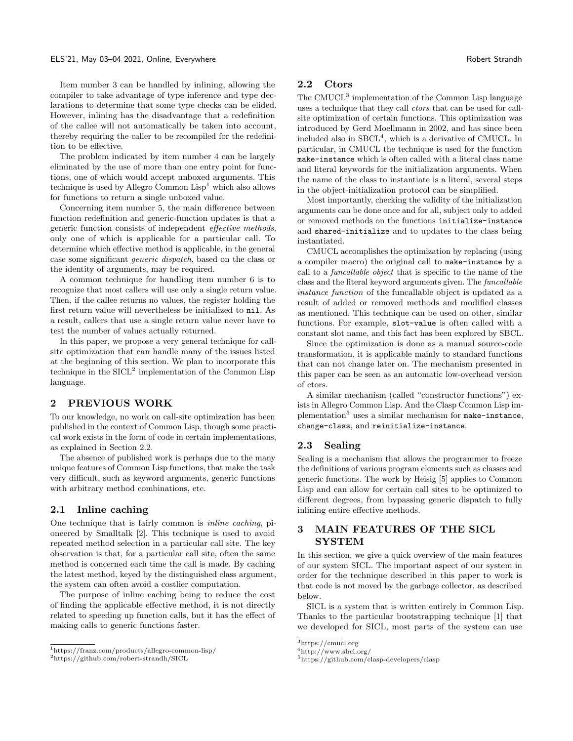Item number 3 can be handled by inlining, allowing the compiler to take advantage of type inference and type declarations to determine that some type checks can be elided. However, inlining has the disadvantage that a redefinition of the callee will not automatically be taken into account, thereby requiring the caller to be recompiled for the redefinition to be effective.

The problem indicated by item number 4 can be largely eliminated by the use of more than one entry point for functions, one of which would accept unboxed arguments. This technique is used by Allegro Common Lisp[1] which also allows for functions to return a single unboxed value.

Concerning item number 5, the main difference between function redefinition and generic-function updates is that a generic function consists of independent *effective methods*, only one of which is applicable for a particular call. To determine which effective method is applicable, in the general case some significant *generic dispatch*, based on the class or the identity of arguments, may be required.

A common technique for handling item number 6 is to recognize that most callers will use only a single return value. Then, if the callee returns no values, the register holding the first return value will nevertheless be initialized to `nil`. As a result, callers that use a single return value never have to test the number of values actually returned.

In this paper, we propose a very general technique for call-site optimization that can handle many of the issues listed at the beginning of this section. We plan to incorporate this technique in the SICL[2] implementation of the Common Lisp language.

## 2 PREVIOUS WORK

To our knowledge, no work on call-site optimization has been published in the context of Common Lisp, though some practical work exists in the form of code in certain implementations, as explained in Section 2.2.

The absence of published work is perhaps due to the many unique features of Common Lisp functions, that make the task very difficult, such as keyword arguments, generic functions with arbitrary method combinations, etc.

### 2.1 Inline caching

One technique that is fairly common is *inline caching*, pioneered by Smalltalk [2]. This technique is used to avoid repeated method selection in a particular call site. The key observation is that, for a particular call site, often the same method is concerned each time the call is made. By caching the latest method, keyed by the distinguished class argument, the system can often avoid a costlier computation.

The purpose of inline caching being to reduce the cost of finding the applicable effective method, it is not directly related to speeding up function calls, but it has the effect of making calls to generic functions faster.

### 2.2 Ctors

The CMUCL[3] implementation of the Common Lisp language uses a technique that they call *ctors* that can be used for call-site optimization of certain functions. This optimization was introduced by Gerd Moellmann in 2002, and has since been included also in SBCL[4], which is a derivative of CMUCL. In particular, in CMUCL the technique is used for the function `make-instance` which is often called with a literal class name and literal keywords for the initialization arguments. When the name of the class to instantiate is a literal, several steps in the object-initialization protocol can be simplified.

Most importantly, checking the validity of the initialization arguments can be done once and for all, subject only to added or removed methods on the functions `initialize-instance` and `shared-initialize` and to updates to the class being instantiated.

CMUCL accomplishes the optimization by replacing (using a compiler macro) the original call to `make-instance` by a call to a *funcallable object* that is specific to the name of the class and the literal keyword arguments given. The *funcallable instance function* of the funcallable object is updated as a result of added or removed methods and modified classes as mentioned. This technique can be used on other, similar functions. For example, `slot-value` is often called with a constant slot name, and this fact has been explored by SBCL.

Since the optimization is done as a manual source-code transformation, it is applicable mainly to standard functions that can not change later on. The mechanism presented in this paper can be seen as an automatic low-overhead version of ctors.

A similar mechanism (called "constructor functions") exists in Allegro Common Lisp. And the Clasp Common Lisp implementation[5] uses a similar mechanism for `make-instance`, `change-class`, and `reinitialize-instance`.

### 2.3 Sealing

Sealing is a mechanism that allows the programmer to freeze the definitions of various program elements such as classes and generic functions. The work by Heisig [5] applies to Common Lisp and can allow for certain call sites to be optimized to different degrees, from bypassing generic dispatch to fully inlining entire effective methods.

## 3 MAIN FEATURES OF THE SICL SYSTEM

In this section, we give a quick overview of the main features of our system SICL. The important aspect of our system in order for the technique described in this paper to work is that code is not moved by the garbage collector, as described below.

SICL is a system that is written entirely in Common Lisp. Thanks to the particular bootstrapping technique [1] that we developed for SICL, most parts of the system can use

[1] https://franz.com/products/allegro-common-lisp/
[2] https://github.com/robert-strandh/SICL
[3] https://cmucl.org
[4] http://www.sbcl.org/
[5] https://github.com/clasp-developers/clasp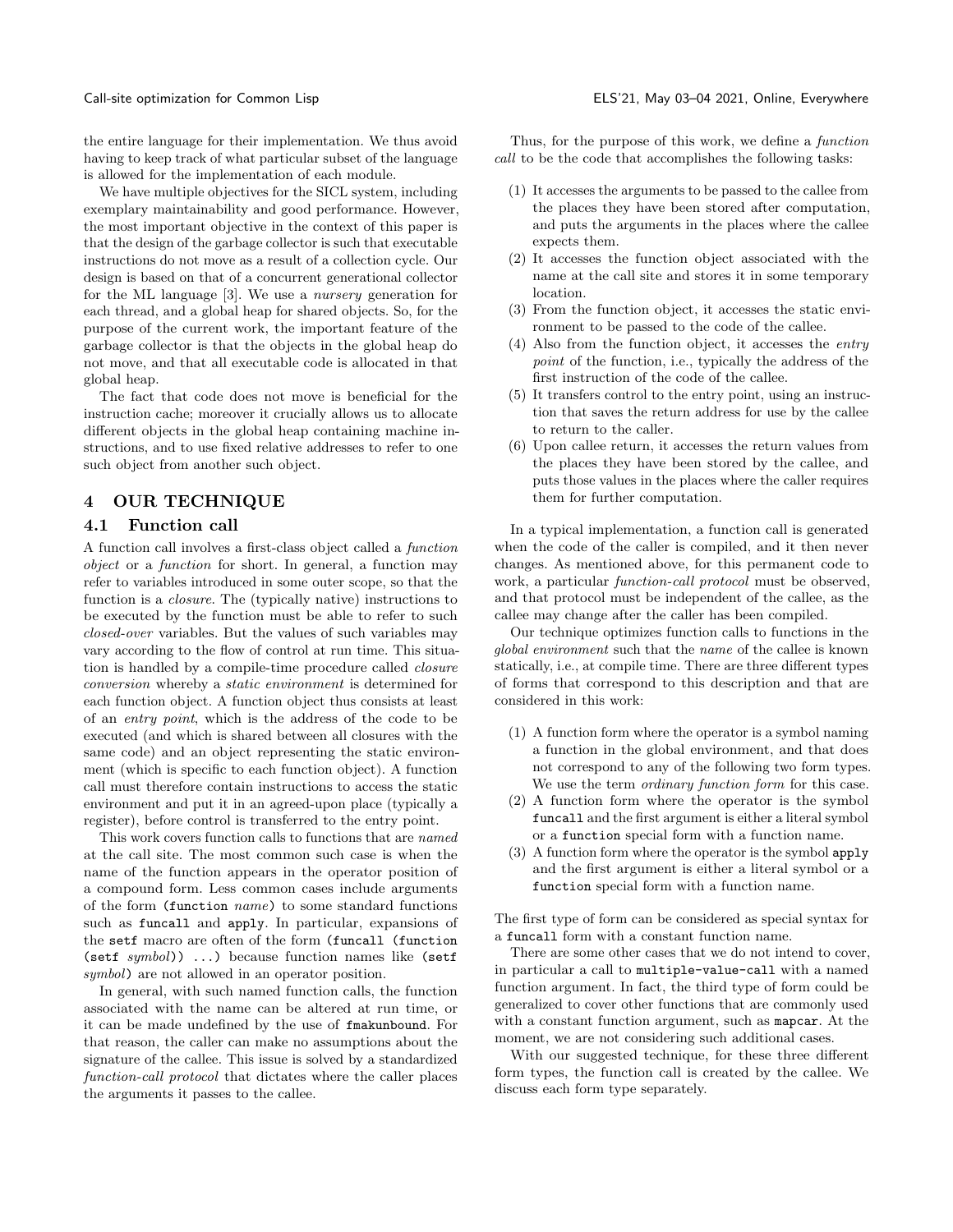the entire language for their implementation. We thus avoid having to keep track of what particular subset of the language is allowed for the implementation of each module.

We have multiple objectives for the SICL system, including exemplary maintainability and good performance. However, the most important objective in the context of this paper is that the design of the garbage collector is such that executable instructions do not move as a result of a collection cycle. Our design is based on that of a concurrent generational collector for the ML language [3]. We use a *nursery* generation for each thread, and a global heap for shared objects. So, for the purpose of the current work, the important feature of the garbage collector is that the objects in the global heap do not move, and that all executable code is allocated in that global heap.

The fact that code does not move is beneficial for the instruction cache; moreover it crucially allows us to allocate different objects in the global heap containing machine instructions, and to use fixed relative addresses to refer to one such object from another such object.

## 4 OUR TECHNIQUE

### 4.1 Function call

A function call involves a first-class object called a *function object* or a *function* for short. In general, a function may refer to variables introduced in some outer scope, so that the function is a *closure*. The (typically native) instructions to be executed by the function must be able to refer to such *closed-over* variables. But the values of such variables may vary according to the flow of control at run time. This situation is handled by a compile-time procedure called *closure conversion* whereby a *static environment* is determined for each function object. A function object thus consists at least of an *entry point*, which is the address of the code to be executed (and which is shared between all closures with the same code) and an object representing the static environment (which is specific to each function object). A function call must therefore contain instructions to access the static environment and put it in an agreed-upon place (typically a register), before control is transferred to the entry point.

This work covers function calls to functions that are *named* at the call site. The most common such case is when the name of the function appears in the operator position of a compound form. Less common cases include arguments of the form `(function` *name*`)` to some standard functions such as `funcall` and `apply`. In particular, expansions of the `setf` macro are often of the form `(funcall (function (setf` *symbol*`)) ...)` because function names like `(setf` *symbol*`)` are not allowed in an operator position.

In general, with such named function calls, the function associated with the name can be altered at run time, or it can be made undefined by the use of `fmakunbound`. For that reason, the caller can make no assumptions about the signature of the callee. This issue is solved by a standardized *function-call protocol* that dictates where the caller places the arguments it passes to the callee.

Thus, for the purpose of this work, we define a *function call* to be the code that accomplishes the following tasks:

1. It accesses the arguments to be passed to the callee from the places they have been stored after computation, and puts the arguments in the places where the callee expects them.
2. It accesses the function object associated with the name at the call site and stores it in some temporary location.
3. From the function object, it accesses the static environment to be passed to the code of the callee.
4. Also from the function object, it accesses the *entry point* of the function, i.e., typically the address of the first instruction of the code of the callee.
5. It transfers control to the entry point, using an instruction that saves the return address for use by the callee to return to the caller.
6. Upon callee return, it accesses the return values from the places they have been stored by the callee, and puts those values in the places where the caller requires them for further computation.

In a typical implementation, a function call is generated when the code of the caller is compiled, and it then never changes. As mentioned above, for this permanent code to work, a particular *function-call protocol* must be observed, and that protocol must be independent of the callee, as the callee may change after the caller has been compiled.

Our technique optimizes function calls to functions in the *global environment* such that the *name* of the callee is known statically, i.e., at compile time. There are three different types of forms that correspond to this description and that are considered in this work:

1. A function form where the operator is a symbol naming a function in the global environment, and that does not correspond to any of the following two form types. We use the term *ordinary function form* for this case.
2. A function form where the operator is the symbol `funcall` and the first argument is either a literal symbol or a `function` special form with a function name.
3. A function form where the operator is the symbol `apply` and the first argument is either a literal symbol or a `function` special form with a function name.

The first type of form can be considered as special syntax for a `funcall` form with a constant function name.

There are some other cases that we do not intend to cover, in particular a call to `multiple-value-call` with a named function argument. In fact, the third type of form could be generalized to cover other functions that are commonly used with a constant function argument, such as `mapcar`. At the moment, we are not considering such additional cases.

With our suggested technique, for these three different form types, the function call is created by the callee. We discuss each form type separately.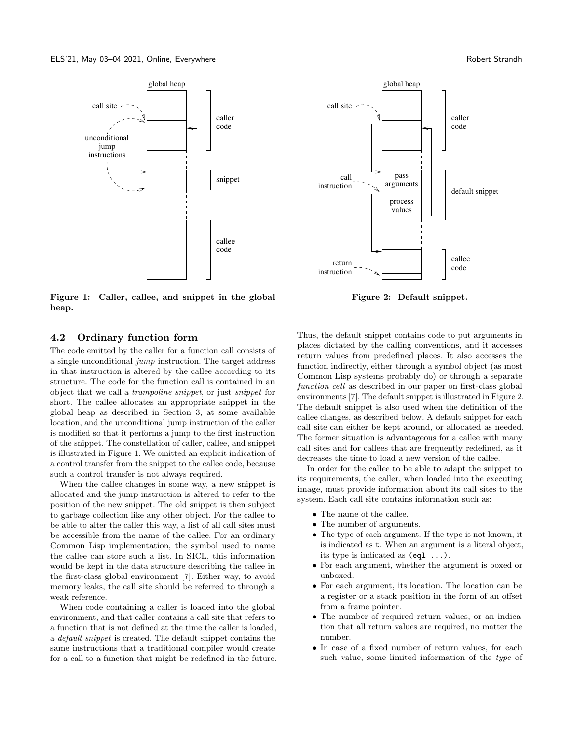Figure 1: Caller, callee, and snippet in the global heap.

Figure 2: Default snippet.

### 4.2 Ordinary function form

The code emitted by the caller for a function call consists of a single unconditional *jump* instruction. The target address in that instruction is altered by the callee according to its structure. The code for the function call is contained in an object that we call a *trampoline snippet*, or just *snippet* for short. The callee allocates an appropriate snippet in the global heap as described in Section 3, at some available location, and the unconditional jump instruction of the caller is modified so that it performs a jump to the first instruction of the snippet. The constellation of caller, callee, and snippet is illustrated in Figure 1. We omitted an explicit indication of a control transfer from the snippet to the callee code, because such a control transfer is not always required.

When the callee changes in some way, a new snippet is allocated and the jump instruction is altered to refer to the position of the new snippet. The old snippet is then subject to garbage collection like any other object. For the callee to be able to alter the caller this way, a list of all call sites must be accessible from the name of the callee. For an ordinary Common Lisp implementation, the symbol used to name the callee can store such a list. In SICL, this information would be kept in the data structure describing the callee in the first-class global environment [7]. Either way, to avoid memory leaks, the call site should be referred to through a weak reference.

When code containing a caller is loaded into the global environment, and that caller contains a call site that refers to a function that is not defined at the time the caller is loaded, a *default snippet* is created. The default snippet contains the same instructions that a traditional compiler would create for a call to a function that might be redefined in the future. Thus, the default snippet contains code to put arguments in places dictated by the calling conventions, and it accesses return values from predefined places. It also accesses the function indirectly, either through a symbol object (as most Common Lisp systems probably do) or through a separate *function cell* as described in our paper on first-class global environments [7]. The default snippet is illustrated in Figure 2. The default snippet is also used when the definition of the callee changes, as described below. A default snippet for each call site can either be kept around, or allocated as needed. The former situation is advantageous for a callee with many call sites and for callees that are frequently redefined, as it decreases the time to load a new version of the callee.

In order for the callee to be able to adapt the snippet to its requirements, the caller, when loaded into the executing image, must provide information about its call sites to the system. Each call site contains information such as:

- The name of the callee.
- The number of arguments.
- The type of each argument. If the type is not known, it is indicated as `t`. When an argument is a literal object, its type is indicated as `(eql ...)`.
- For each argument, whether the argument is boxed or unboxed.
- For each argument, its location. The location can be a register or a stack position in the form of an offset from a frame pointer.
- The number of required return values, or an indication that all return values are required, no matter the number.
- In case of a fixed number of return values, for each such value, some limited information of the *type* of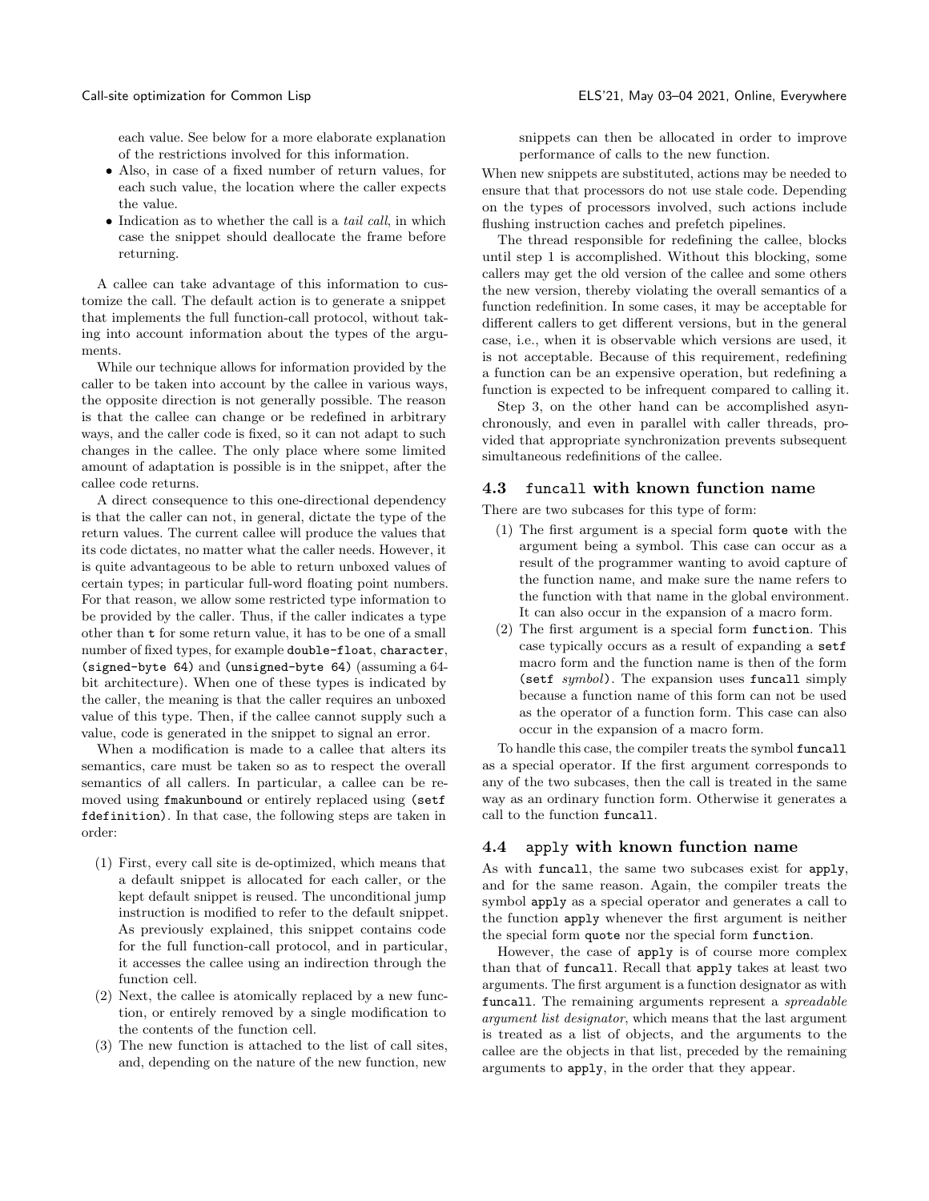each value. See below for a more elaborate explanation of the restrictions involved for this information.

- Also, in case of a fixed number of return values, for each such value, the location where the caller expects the value.
- Indication as to whether the call is a *tail call*, in which case the snippet should deallocate the frame before returning.

A callee can take advantage of this information to customize the call. The default action is to generate a snippet that implements the full function-call protocol, without taking into account information about the types of the arguments.

While our technique allows for information provided by the caller to be taken into account by the callee in various ways, the opposite direction is not generally possible. The reason is that the callee can change or be redefined in arbitrary ways, and the caller code is fixed, so it can not adapt to such changes in the callee. The only place where some limited amount of adaptation is possible is in the snippet, after the callee code returns.

A direct consequence to this one-directional dependency is that the caller can not, in general, dictate the type of the return values. The current callee will produce the values that its code dictates, no matter what the caller needs. However, it is quite advantageous to be able to return unboxed values of certain types; in particular full-word floating point numbers. For that reason, we allow some restricted type information to be provided by the caller. Thus, if the caller indicates a type other than `t` for some return value, it has to be one of a small number of fixed types, for example `double-float`, `character`, `(signed-byte 64)` and `(unsigned-byte 64)` (assuming a 64-bit architecture). When one of these types is indicated by the caller, the meaning is that the caller requires an unboxed value of this type. Then, if the callee cannot supply such a value, code is generated in the snippet to signal an error.

When a modification is made to a callee that alters its semantics, care must be taken so as to respect the overall semantics of all callers. In particular, a callee can be removed using `fmakunbound` or entirely replaced using `(setf fdefinition)`. In that case, the following steps are taken in order:

1. First, every call site is de-optimized, which means that a default snippet is allocated for each caller, or the kept default snippet is reused. The unconditional jump instruction is modified to refer to the default snippet. As previously explained, this snippet contains code for the full function-call protocol, and in particular, it accesses the callee using an indirection through the function cell.
2. Next, the callee is atomically replaced by a new function, or entirely removed by a single modification to the contents of the function cell.
3. The new function is attached to the list of call sites, and, depending on the nature of the new function, new snippets can then be allocated in order to improve performance of calls to the new function.

When new snippets are substituted, actions may be needed to ensure that that processors do not use stale code. Depending on the types of processors involved, such actions include flushing instruction caches and prefetch pipelines.

The thread responsible for redefining the callee, blocks until step 1 is accomplished. Without this blocking, some callers may get the old version of the callee and some others the new version, thereby violating the overall semantics of a function redefinition. In some cases, it may be acceptable for different callers to get different versions, but in the general case, i.e., when it is observable which versions are used, it is not acceptable. Because of this requirement, redefining a function can be an expensive operation, but redefining a function is expected to be infrequent compared to calling it.

Step 3, on the other hand can be accomplished asynchronously, and even in parallel with caller threads, provided that appropriate synchronization prevents subsequent simultaneous redefinitions of the callee.

### 4.3 `funcall` with known function name

There are two subcases for this type of form:

1. The first argument is a special form `quote` with the argument being a symbol. This case can occur as a result of the programmer wanting to avoid capture of the function name, and make sure the name refers to the function with that name in the global environment. It can also occur in the expansion of a macro form.
2. The first argument is a special form `function`. This case typically occurs as a result of expanding a `setf` macro form and the function name is then of the form `(setf` *symbol*`)`. The expansion uses `funcall` simply because a function name of this form can not be used as the operator of a function form. This case can also occur in the expansion of a macro form.

To handle this case, the compiler treats the symbol `funcall` as a special operator. If the first argument corresponds to any of the two subcases, then the call is treated in the same way as an ordinary function form. Otherwise it generates a call to the function `funcall`.

### 4.4 `apply` with known function name

As with `funcall`, the same two subcases exist for `apply`, and for the same reason. Again, the compiler treats the symbol `apply` as a special operator and generates a call to the function `apply` whenever the first argument is neither the special form `quote` nor the special form `function`.

However, the case of `apply` is of course more complex than that of `funcall`. Recall that `apply` takes at least two arguments. The first argument is a function designator as with `funcall`. The remaining arguments represent a *spreadable argument list designator*, which means that the last argument is treated as a list of objects, and the arguments to the callee are the objects in that list, preceded by the remaining arguments to `apply`, in the order that they appear.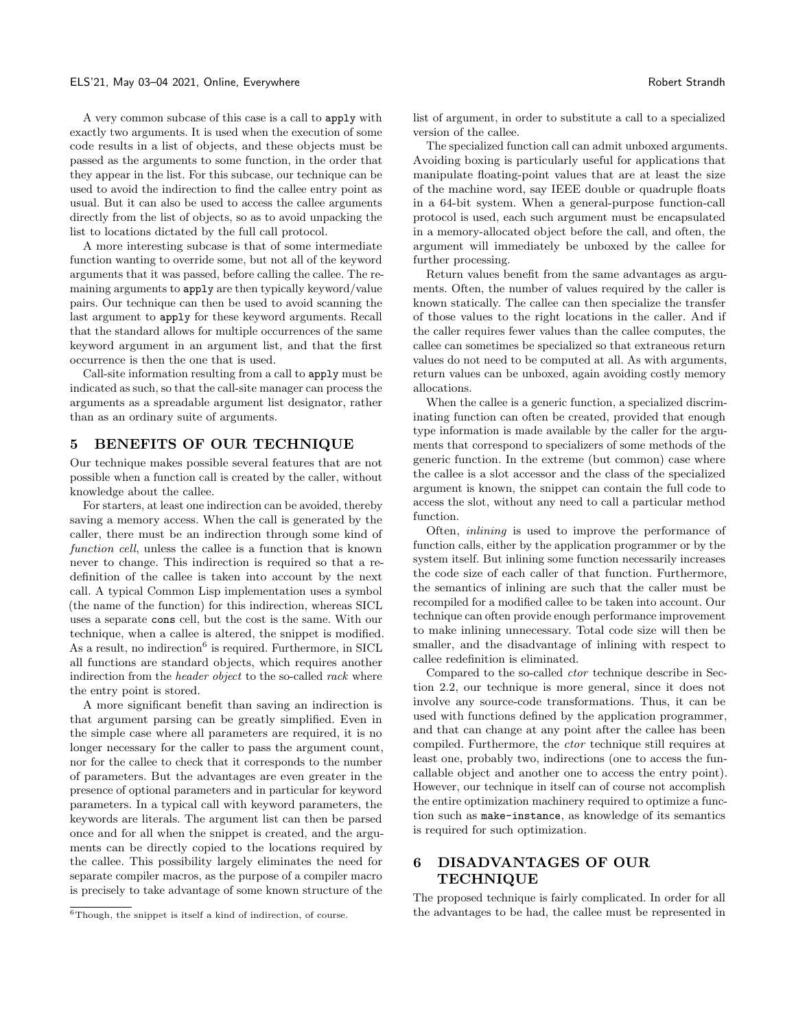A very common subcase of this case is a call to `apply` with exactly two arguments. It is used when the execution of some code results in a list of objects, and these objects must be passed as the arguments to some function, in the order that they appear in the list. For this subcase, our technique can be used to avoid the indirection to find the callee entry point as usual. But it can also be used to access the callee arguments directly from the list of objects, so as to avoid unpacking the list to locations dictated by the full call protocol.

A more interesting subcase is that of some intermediate function wanting to override some, but not all of the keyword arguments that it was passed, before calling the callee. The remaining arguments to `apply` are then typically keyword/value pairs. Our technique can then be used to avoid scanning the last argument to `apply` for these keyword arguments. Recall that the standard allows for multiple occurrences of the same keyword argument in an argument list, and that the first occurrence is then the one that is used.

Call-site information resulting from a call to `apply` must be indicated as such, so that the call-site manager can process the arguments as a spreadable argument list designator, rather than as an ordinary suite of arguments.

## 5 BENEFITS OF OUR TECHNIQUE

Our technique makes possible several features that are not possible when a function call is created by the caller, without knowledge about the callee.

For starters, at least one indirection can be avoided, thereby saving a memory access. When the call is generated by the caller, there must be an indirection through some kind of *function cell*, unless the callee is a function that is known never to change. This indirection is required so that a redefinition of the callee is taken into account by the next call. A typical Common Lisp implementation uses a symbol (the name of the function) for this indirection, whereas SICL uses a separate `cons` cell, but the cost is the same. With our technique, when a callee is altered, the snippet is modified. As a result, no indirection[6] is required. Furthermore, in SICL all functions are standard objects, which requires another indirection from the *header object* to the so-called *rack* where the entry point is stored.

A more significant benefit than saving an indirection is that argument parsing can be greatly simplified. Even in the simple case where all parameters are required, it is no longer necessary for the caller to pass the argument count, nor for the callee to check that it corresponds to the number of parameters. But the advantages are even greater in the presence of optional parameters and in particular for keyword parameters. In a typical call with keyword parameters, the keywords are literals. The argument list can then be parsed once and for all when the snippet is created, and the arguments can be directly copied to the locations required by the callee. This possibility largely eliminates the need for separate compiler macros, as the purpose of a compiler macro is precisely to take advantage of some known structure of the list of argument, in order to substitute a call to a specialized version of the callee.

The specialized function call can admit unboxed arguments. Avoiding boxing is particularly useful for applications that manipulate floating-point values that are at least the size of the machine word, say IEEE double or quadruple floats in a 64-bit system. When a general-purpose function-call protocol is used, each such argument must be encapsulated in a memory-allocated object before the call, and often, the argument will immediately be unboxed by the callee for further processing.

Return values benefit from the same advantages as arguments. Often, the number of values required by the caller is known statically. The callee can then specialize the transfer of those values to the right locations in the caller. And if the caller requires fewer values than the callee computes, the callee can sometimes be specialized so that extraneous return values do not need to be computed at all. As with arguments, return values can be unboxed, again avoiding costly memory allocations.

When the callee is a generic function, a specialized discriminating function can often be created, provided that enough type information is made available by the caller for the arguments that correspond to specializers of some methods of the generic function. In the extreme (but common) case where the callee is a slot accessor and the class of the specialized argument is known, the snippet can contain the full code to access the slot, without any need to call a particular method function.

Often, *inlining* is used to improve the performance of function calls, either by the application programmer or by the system itself. But inlining some function necessarily increases the code size of each caller of that function. Furthermore, the semantics of inlining are such that the caller must be recompiled for a modified callee to be taken into account. Our technique can often provide enough performance improvement to make inlining unnecessary. Total code size will then be smaller, and the disadvantage of inlining with respect to callee redefinition is eliminated.

Compared to the so-called *ctor* technique describe in Section 2.2, our technique is more general, since it does not involve any source-code transformations. Thus, it can be used with functions defined by the application programmer, and that can change at any point after the callee has been compiled. Furthermore, the *ctor* technique still requires at least one, probably two, indirections (one to access the funcallable object and another one to access the entry point). However, our technique in itself can of course not accomplish the entire optimization machinery required to optimize a function such as `make-instance`, as knowledge of its semantics is required for such optimization.

## 6 DISADVANTAGES OF OUR TECHNIQUE

The proposed technique is fairly complicated. In order for all the advantages to be had, the callee must be represented in

[6] Though, the snippet is itself a kind of indirection, of course.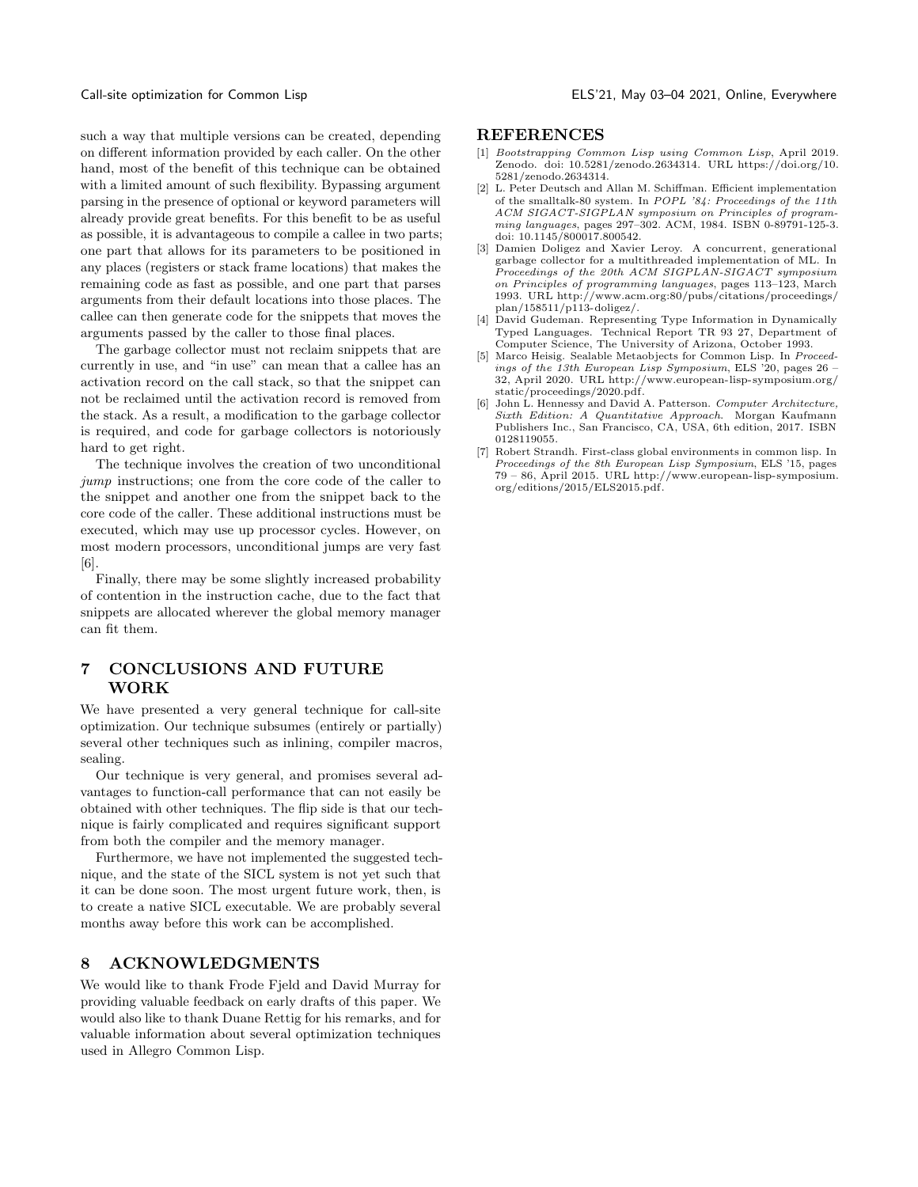such a way that multiple versions can be created, depending on different information provided by each caller. On the other hand, most of the benefit of this technique can be obtained with a limited amount of such flexibility. Bypassing argument parsing in the presence of optional or keyword parameters will already provide great benefits. For this benefit to be as useful as possible, it is advantageous to compile a callee in two parts; one part that allows for its parameters to be positioned in any places (registers or stack frame locations) that makes the remaining code as fast as possible, and one part that parses arguments from their default locations into those places. The callee can then generate code for the snippets that moves the arguments passed by the caller to those final places.

The garbage collector must not reclaim snippets that are currently in use, and "in use" can mean that a callee has an activation record on the call stack, so that the snippet can not be reclaimed until the activation record is removed from the stack. As a result, a modification to the garbage collector is required, and code for garbage collectors is notoriously hard to get right.

The technique involves the creation of two unconditional *jump* instructions; one from the core code of the caller to the snippet and another one from the snippet back to the core code of the caller. These additional instructions must be executed, which may use up processor cycles. However, on most modern processors, unconditional jumps are very fast [6].

Finally, there may be some slightly increased probability of contention in the instruction cache, due to the fact that snippets are allocated wherever the global memory manager can fit them.

## 7 CONCLUSIONS AND FUTURE WORK

We have presented a very general technique for call-site optimization. Our technique subsumes (entirely or partially) several other techniques such as inlining, compiler macros, sealing.

Our technique is very general, and promises several advantages to function-call performance that can not easily be obtained with other techniques. The flip side is that our technique is fairly complicated and requires significant support from both the compiler and the memory manager.

Furthermore, we have not implemented the suggested technique, and the state of the SICL system is not yet such that it can be done soon. The most urgent future work, then, is to create a native SICL executable. We are probably several months away before this work can be accomplished.

## 8 ACKNOWLEDGMENTS

We would like to thank Frode Fjeld and David Murray for providing valuable feedback on early drafts of this paper. We would also like to thank Duane Rettig for his remarks, and for valuable information about several optimization techniques used in Allegro Common Lisp.

## REFERENCES

[1] *Bootstrapping Common Lisp using Common Lisp*, April 2019. Zenodo. doi: 10.5281/zenodo.2634314. URL https://doi.org/10.5281/zenodo.2634314.

[2] L. Peter Deutsch and Allan M. Schiffman. Efficient implementation of the smalltalk-80 system. In *POPL '84: Proceedings of the 11th ACM SIGACT-SIGPLAN symposium on Principles of programming languages*, pages 297–302. ACM, 1984. ISBN 0-89791-125-3. doi: 10.1145/800017.800542.

[3] Damien Doligez and Xavier Leroy. A concurrent, generational garbage collector for a multithreaded implementation of ML. In *Proceedings of the 20th ACM SIGPLAN-SIGACT symposium on Principles of programming languages*, pages 113–123, March 1993. URL http://www.acm.org:80/pubs/citations/proceedings/plan/158511/p113-doligez/.

[4] David Gudeman. Representing Type Information in Dynamically Typed Languages. Technical Report TR 93 27, Department of Computer Science, The University of Arizona, October 1993.

[5] Marco Heisig. Sealable Metaobjects for Common Lisp. In *Proceedings of the 13th European Lisp Symposium*, ELS '20, pages 26 – 32, April 2020. URL http://www.european-lisp-symposium.org/static/proceedings/2020.pdf.

[6] John L. Hennessy and David A. Patterson. *Computer Architecture, Sixth Edition: A Quantitative Approach*. Morgan Kaufmann Publishers Inc., San Francisco, CA, USA, 6th edition, 2017. ISBN 0128119055.

[7] Robert Strandh. First-class global environments in common lisp. In *Proceedings of the 8th European Lisp Symposium*, ELS '15, pages 79 – 86, April 2015. URL http://www.european-lisp-symposium.org/editions/2015/ELS2015.pdf.